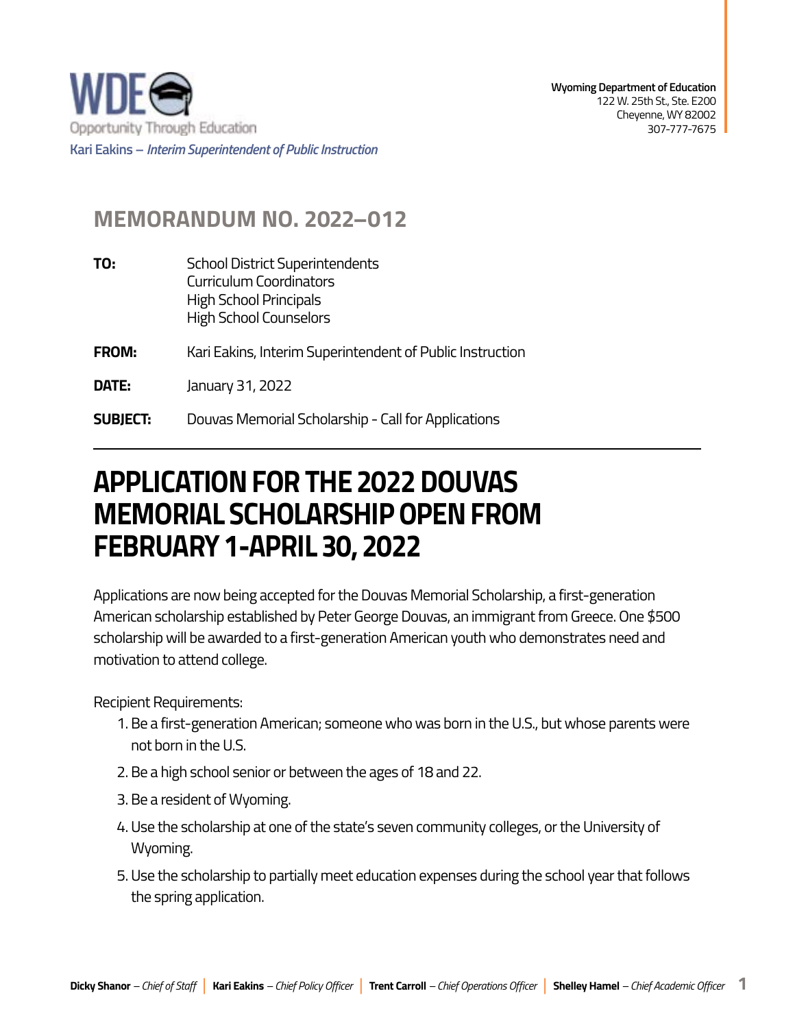WDE

Opportunity Through Education

Kari Eakins – *Interim Superintendent of Public Instruction*

**Wyoming Department of Education**
122 W. 25th St., Ste. E200
Cheyenne, WY 82002
307-777-7675

## MEMORANDUM NO. 2022–012

**TO:** School District Superintendents
Curriculum Coordinators
High School Principals
High School Counselors

**FROM:** Kari Eakins, Interim Superintendent of Public Instruction

**DATE:** January 31, 2022

**SUBJECT:** Douvas Memorial Scholarship - Call for Applications

---

# APPLICATION FOR THE 2022 DOUVAS MEMORIAL SCHOLARSHIP OPEN FROM FEBRUARY 1-APRIL 30, 2022

Applications are now being accepted for the Douvas Memorial Scholarship, a first-generation American scholarship established by Peter George Douvas, an immigrant from Greece. One $500 scholarship will be awarded to a first-generation American youth who demonstrates need and motivation to attend college.

Recipient Requirements:

1. Be a first-generation American; someone who was born in the U.S., but whose parents were not born in the U.S.
2. Be a high school senior or between the ages of 18 and 22.
3. Be a resident of Wyoming.
4. Use the scholarship at one of the state's seven community colleges, or the University of Wyoming.
5. Use the scholarship to partially meet education expenses during the school year that follows the spring application.

**Dicky Shanor** – *Chief of Staff* | **Kari Eakins** – *Chief Policy Officer* | **Trent Carroll** – *Chief Operations Officer* | **Shelley Hamel** – *Chief Academic Officer*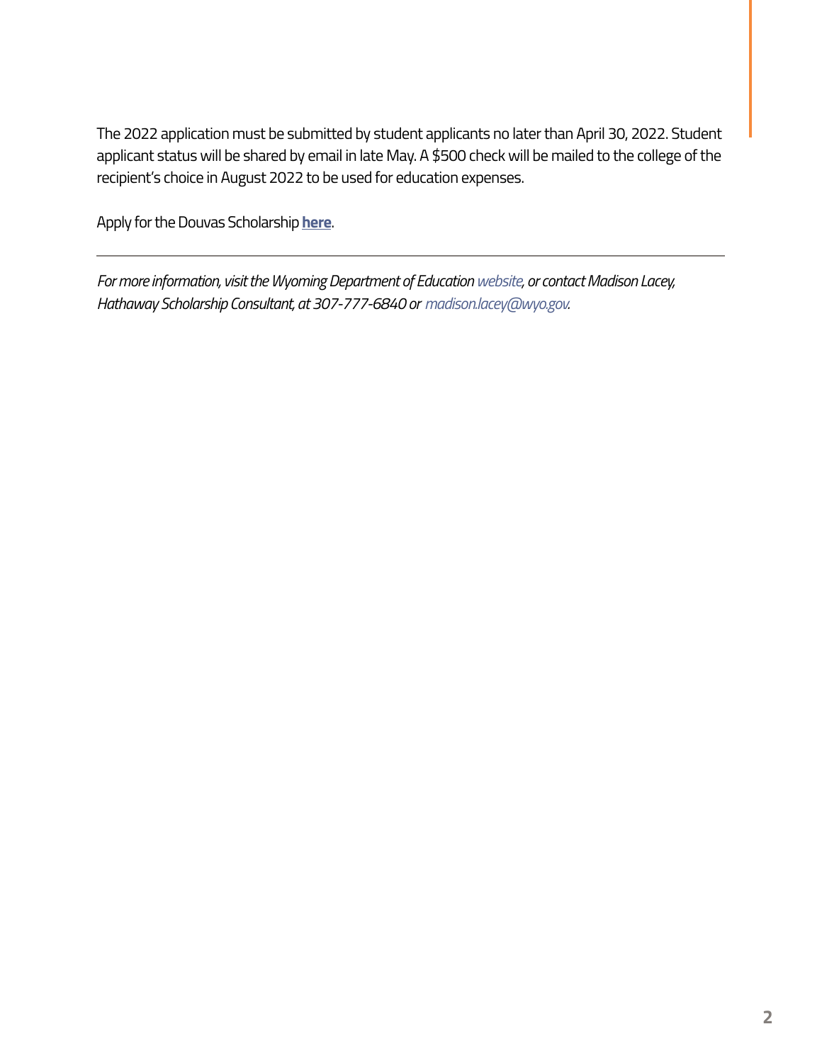The 2022 application must be submitted by student applicants no later than April 30, 2022. Student applicant status will be shared by email in late May. A $500 check will be mailed to the college of the recipient's choice in August 2022 to be used for education expenses.

Apply for the Douvas Scholarship **here**.

---

*For more information, visit the Wyoming Department of Education website, or contact Madison Lacey, Hathaway Scholarship Consultant, at 307-777-6840 or madison.lacey@wyo.gov.*